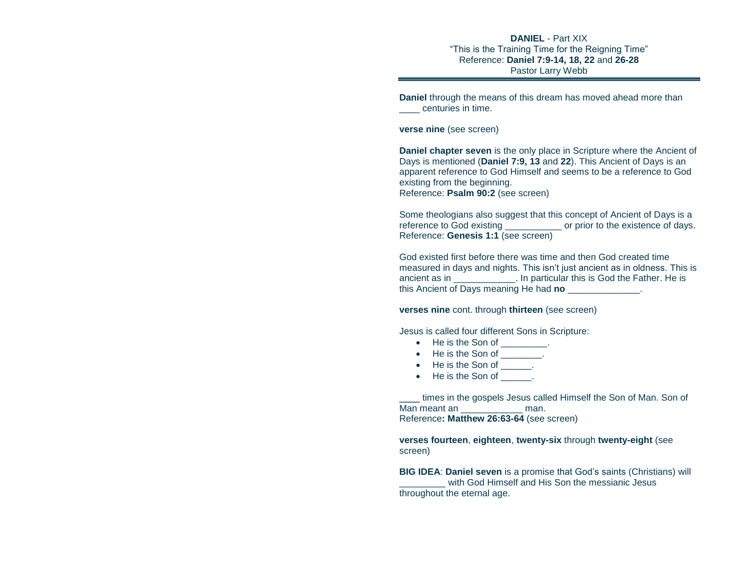**DANIEL** - Part XIX
"This is the Training Time for the Reigning Time"
Reference: **Daniel 7:9-14, 18, 22** and **26-28**
Pastor Larry Webb

---

**Daniel** through the means of this dream has moved ahead more than ____ centuries in time.

**verse nine** (see screen)

**Daniel chapter seven** is the only place in Scripture where the Ancient of Days is mentioned (**Daniel 7:9, 13** and **22**). This Ancient of Days is an apparent reference to God Himself and seems to be a reference to God existing from the beginning.
Reference: **Psalm 90:2** (see screen)

Some theologians also suggest that this concept of Ancient of Days is a reference to God existing ___________ or prior to the existence of days.
Reference: **Genesis 1:1** (see screen)

God existed first before there was time and then God created time measured in days and nights. This isn't just ancient as in oldness. This is ancient as in ____________. In particular this is God the Father. He is this Ancient of Days meaning He had **no** ______________.

**verses nine** cont. through **thirteen** (see screen)

Jesus is called four different Sons in Scripture:

- He is the Son of _________.
- He is the Son of ________.
- He is the Son of ______.
- He is the Son of ______.

____ times in the gospels Jesus called Himself the Son of Man. Son of Man meant an ____________ man.
Reference**: Matthew 26:63-64** (see screen)

**verses fourteen**, **eighteen**, **twenty-six** through **twenty-eight** (see screen)

**BIG IDEA**: **Daniel seven** is a promise that God's saints (Christians) will _________ with God Himself and His Son the messianic Jesus throughout the eternal age.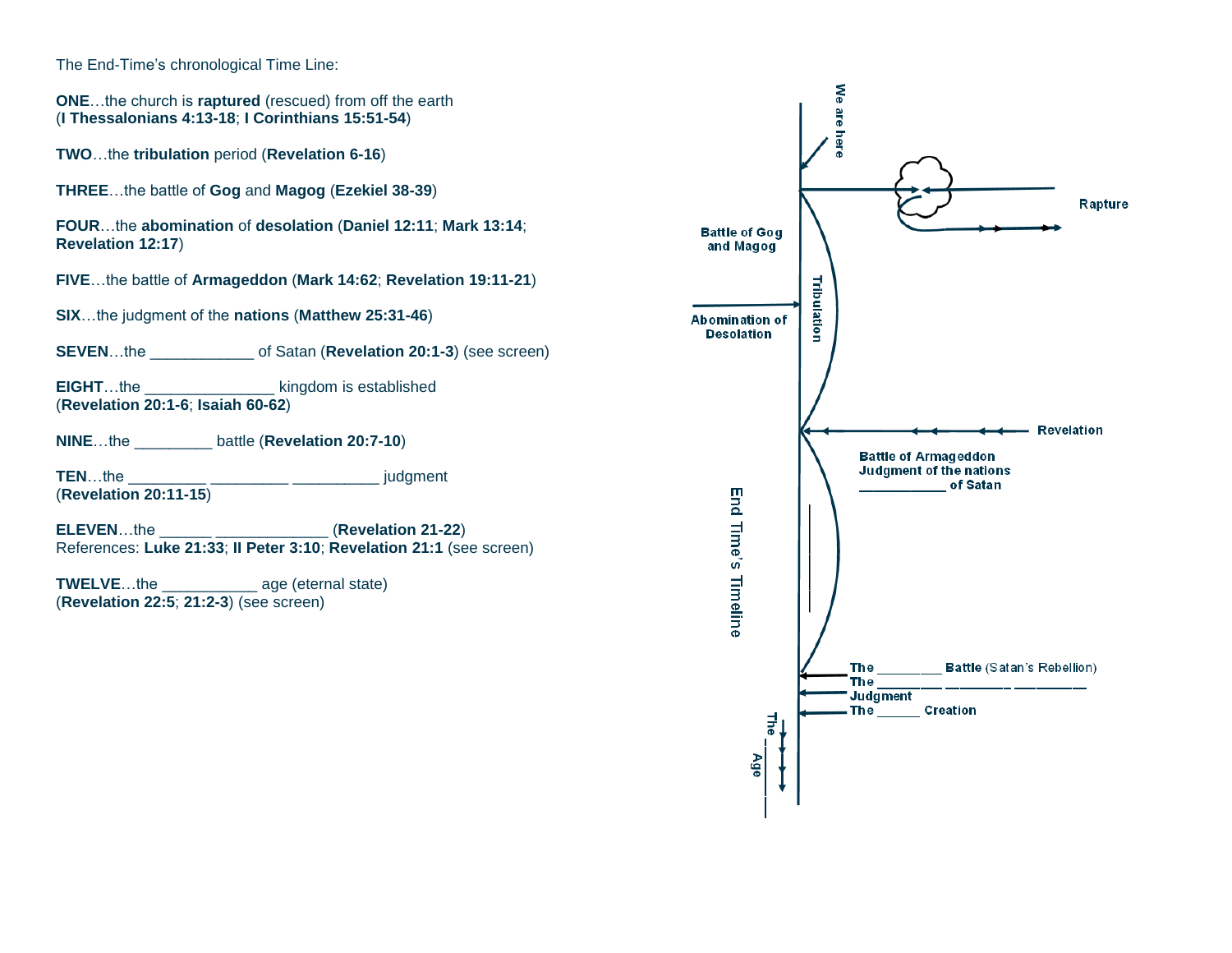The End-Time's chronological Time Line:

**ONE**…the church is **raptured** (rescued) from off the earth
(**I Thessalonians 4:13-18**; **I Corinthians 15:51-54**)

**TWO**…the **tribulation** period (**Revelation 6-16**)

**THREE**…the battle of **Gog** and **Magog** (**Ezekiel 38-39**)

**FOUR**…the **abomination** of **desolation** (**Daniel 12:11**; **Mark 13:14**; **Revelation 12:17**)

**FIVE**…the battle of **Armageddon** (**Mark 14:62**; **Revelation 19:11-21**)

**SIX**…the judgment of the **nations** (**Matthew 25:31-46**)

**SEVEN**…the ____________ of Satan (**Revelation 20:1-3**) (see screen)

**EIGHT**…the _______________ kingdom is established
(**Revelation 20:1-6**; **Isaiah 60-62**)

**NINE**…the _________ battle (**Revelation 20:7-10**)

**TEN**…the _________ _________ __________ judgment
(**Revelation 20:11-15**)

**ELEVEN**…the ______ _____________ (**Revelation 21-22**)
References: **Luke 21:33**; **II Peter 3:10**; **Revelation 21:1** (see screen)

**TWELVE**…the ___________ age (eternal state)
(**Revelation 22:5**; **21:2-3**) (see screen)

We are here

Rapture

Battle of Gog and Magog

Tribulation

Abomination of Desolation

Revelation

Battle of Armageddon
Judgment of the nations
___________ of Satan

End Time's Timeline

The ________ Battle (Satan's Rebellion)

The ________ ________ ________ Judgment

The ______ Creation

The ______ Age